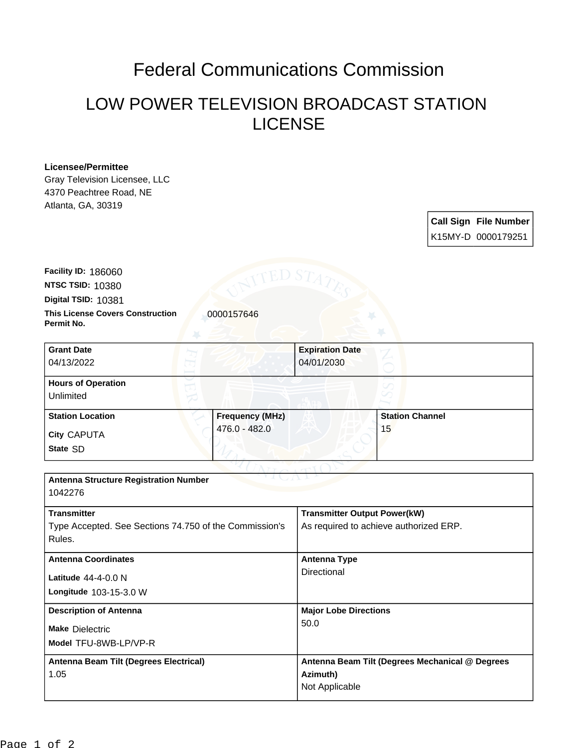# Federal Communications Commission

## LOW POWER TELEVISION BROADCAST STATION LICENSE

**Licensee/Permittee**
Gray Television Licensee, LLC
4370 Peachtree Road, NE
Atlanta, GA, 30319

| Call Sign | File Number |
| --- | --- |
| K15MY-D | 0000179251 |

**Facility ID:** 186060
**NTSC TSID:** 10380
**Digital TSID:** 10381
**This License Covers Construction Permit No.** 0000157646

| **Grant Date** | | **Expiration Date** |
| --- | --- | --- |
| 04/13/2022 | | 04/01/2030 |
| **Hours of Operation** | | |
| Unlimited | | |
| **Station Location** | **Frequency (MHz)** | **Station Channel** |
| City CAPUTA<br>State SD | 476.0 - 482.0 | 15 |

| **Antenna Structure Registration Number** | |
| --- | --- |
| 1042276 | |
| **Transmitter** | **Transmitter Output Power(kW)** |
| Type Accepted. See Sections 74.750 of the Commission's Rules. | As required to achieve authorized ERP. |
| **Antenna Coordinates** | **Antenna Type** |
| Latitude 44-4-0.0 N<br>Longitude 103-15-3.0 W | Directional |
| **Description of Antenna** | **Major Lobe Directions** |
| Make Dielectric<br>Model TFU-8WB-LP/VP-R | 50.0 |
| **Antenna Beam Tilt (Degrees Electrical)** | **Antenna Beam Tilt (Degrees Mechanical @ Degrees Azimuth)** |
| 1.05 | Not Applicable |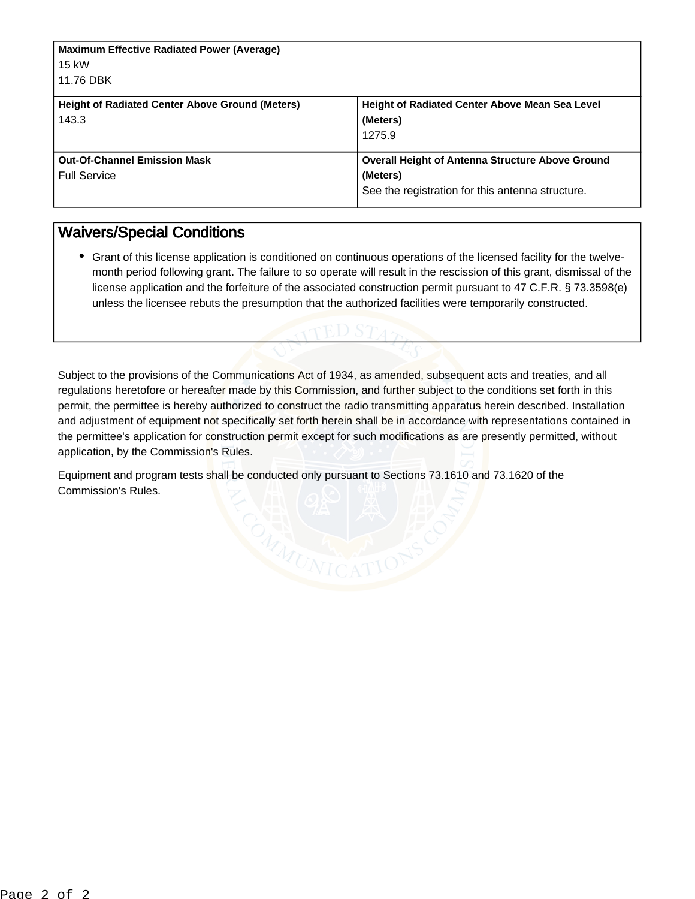| | |
|---|---|
| **Maximum Effective Radiated Power (Average)**<br>15 kW<br>11.76 DBK | |
| **Height of Radiated Center Above Ground (Meters)**<br>143.3 | **Height of Radiated Center Above Mean Sea Level (Meters)**<br>1275.9 |
| **Out-Of-Channel Emission Mask**<br>Full Service | **Overall Height of Antenna Structure Above Ground (Meters)**<br>See the registration for this antenna structure. |

## Waivers/Special Conditions

- Grant of this license application is conditioned on continuous operations of the licensed facility for the twelve-month period following grant. The failure to so operate will result in the rescission of this grant, dismissal of the license application and the forfeiture of the associated construction permit pursuant to 47 C.F.R. § 73.3598(e) unless the licensee rebuts the presumption that the authorized facilities were temporarily constructed.

Subject to the provisions of the Communications Act of 1934, as amended, subsequent acts and treaties, and all regulations heretofore or hereafter made by this Commission, and further subject to the conditions set forth in this permit, the permittee is hereby authorized to construct the radio transmitting apparatus herein described. Installation and adjustment of equipment not specifically set forth herein shall be in accordance with representations contained in the permittee's application for construction permit except for such modifications as are presently permitted, without application, by the Commission's Rules.

Equipment and program tests shall be conducted only pursuant to Sections 73.1610 and 73.1620 of the Commission's Rules.